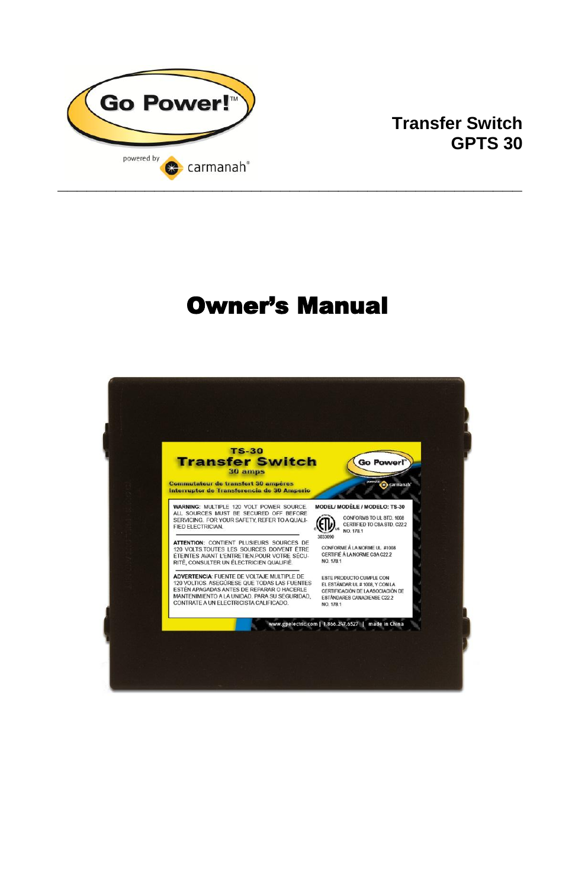Go Power!™

powered by carmanah®

# Transfer Switch
# GPTS 30

---

# Owner's Manual

**TS-30**
**Transfer Switch**
**30 amps**

Commutateur de transfert 30 ampères
Interruptor de Transferencia de 30 Amperio

**WARNING**: MULTIPLE 120 VOLT POWER SOURCE. ALL SOURCES MUST BE SECURED OFF BEFORE SERVICING. FOR YOUR SAFETY, REFER TO A QUALIFIED ELECTRICIAN.

**ATTENTION**: CONTIENT PLUSIEURS SOURCES DE 120 VOLTS TOUTES LES SOURCES DOIVENT ÊTRE ÉTEINTES AVANT L'ENTRETIEN.POUR VOTRE SÉCURITÉ, CONSULTER UN ÉLECTRICIEN QUALIFIÉ.

**ADVERTENCIA**: FUENTE DE VOLTAJE MULTIPLE DE 120 VOLTIOS. ASEGÚRESE QUE TODAS LAS FUENTES ESTÉN APAGADAS ANTES DE REPARAR O HACERLE MANTENIMIENTO A LA UNIDAD. PARA SU SEGURIDAD, CONTRATE A UN ELECTRICISTA CALIFICADO.

**MODEL/ MODÈLE / MODELO: TS-30**

3033090

CONFORMS TO UL STD. 1008 CERTIFIED TO CSA STD. C22.2 NO. 178.1

CONFORME À LA NORME UL #1008 CERTIFIÉ À LA NORME CSA C22.2 NO. 178.1

ESTE PRODUCTO CUMPLE CON EL ESTÁNDAR UL # 1008, Y CON LA CERTIFICACIÓN DE LA ASOCIACIÓN DE ESTÁNDARES CANADIENSE C22.2 NO. 178.1

www.gpelectric.com | 1.866.247.6527 | made in China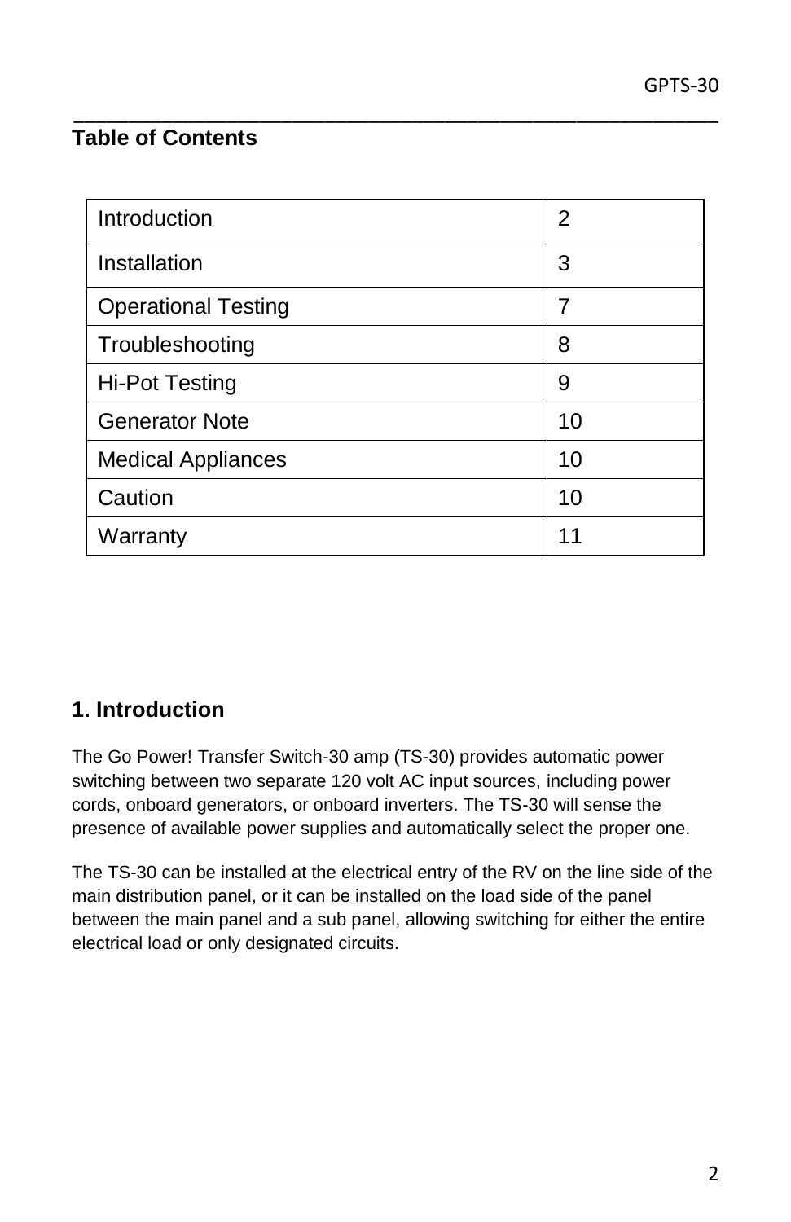## Table of Contents

| | |
|---|---|
| Introduction | 2 |
| Installation | 3 |
| Operational Testing | 7 |
| Troubleshooting | 8 |
| Hi-Pot Testing | 9 |
| Generator Note | 10 |
| Medical Appliances | 10 |
| Caution | 10 |
| Warranty | 11 |

## 1. Introduction

The Go Power! Transfer Switch-30 amp (TS-30) provides automatic power switching between two separate 120 volt AC input sources, including power cords, onboard generators, or onboard inverters. The TS-30 will sense the presence of available power supplies and automatically select the proper one.

The TS-30 can be installed at the electrical entry of the RV on the line side of the main distribution panel, or it can be installed on the load side of the panel between the main panel and a sub panel, allowing switching for either the entire electrical load or only designated circuits.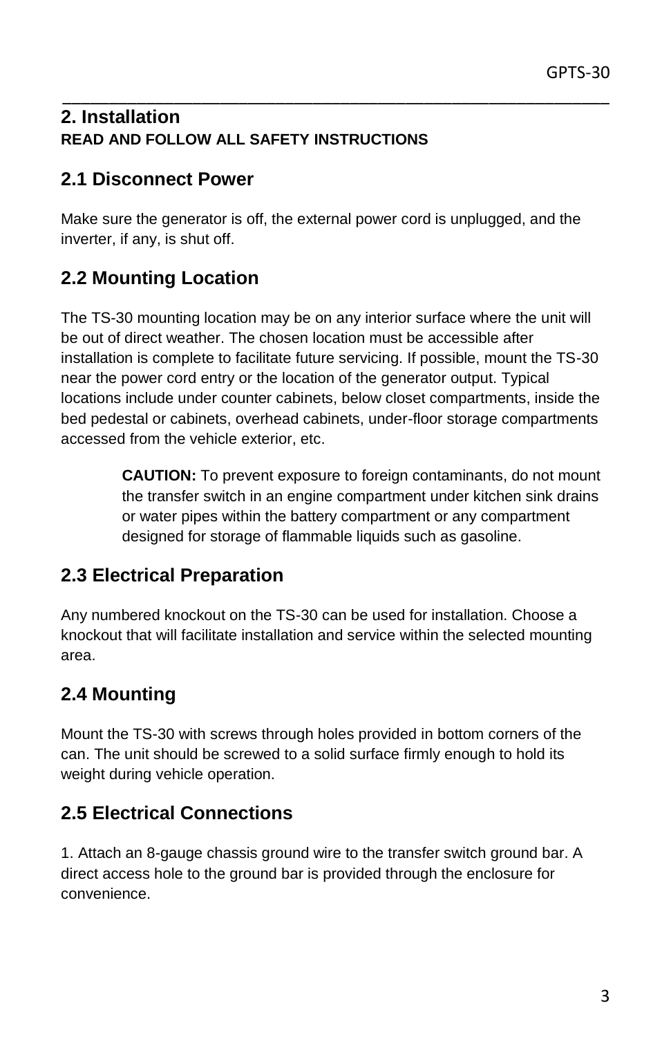## 2. Installation

**READ AND FOLLOW ALL SAFETY INSTRUCTIONS**

### 2.1 Disconnect Power

Make sure the generator is off, the external power cord is unplugged, and the inverter, if any, is shut off.

### 2.2 Mounting Location

The TS-30 mounting location may be on any interior surface where the unit will be out of direct weather. The chosen location must be accessible after installation is complete to facilitate future servicing. If possible, mount the TS-30 near the power cord entry or the location of the generator output. Typical locations include under counter cabinets, below closet compartments, inside the bed pedestal or cabinets, overhead cabinets, under-floor storage compartments accessed from the vehicle exterior, etc.

> **CAUTION:** To prevent exposure to foreign contaminants, do not mount the transfer switch in an engine compartment under kitchen sink drains or water pipes within the battery compartment or any compartment designed for storage of flammable liquids such as gasoline.

### 2.3 Electrical Preparation

Any numbered knockout on the TS-30 can be used for installation. Choose a knockout that will facilitate installation and service within the selected mounting area.

### 2.4 Mounting

Mount the TS-30 with screws through holes provided in bottom corners of the can. The unit should be screwed to a solid surface firmly enough to hold its weight during vehicle operation.

### 2.5 Electrical Connections

1. Attach an 8-gauge chassis ground wire to the transfer switch ground bar. A direct access hole to the ground bar is provided through the enclosure for convenience.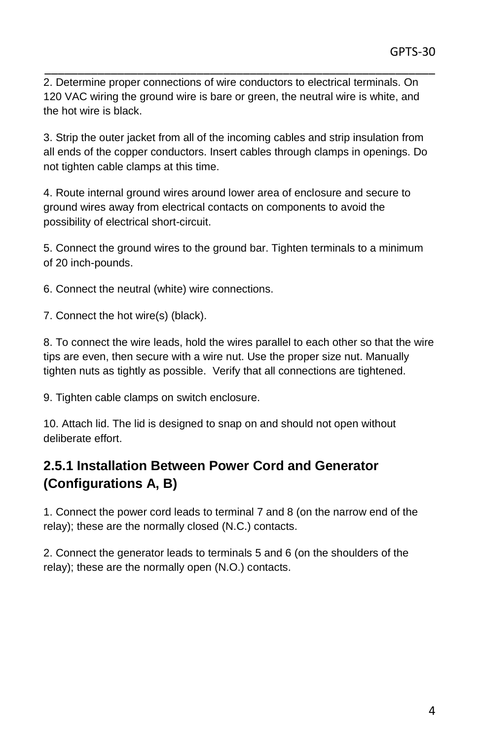2. Determine proper connections of wire conductors to electrical terminals. On 120 VAC wiring the ground wire is bare or green, the neutral wire is white, and the hot wire is black.

3. Strip the outer jacket from all of the incoming cables and strip insulation from all ends of the copper conductors. Insert cables through clamps in openings. Do not tighten cable clamps at this time.

4. Route internal ground wires around lower area of enclosure and secure to ground wires away from electrical contacts on components to avoid the possibility of electrical short-circuit.

5. Connect the ground wires to the ground bar. Tighten terminals to a minimum of 20 inch-pounds.

6. Connect the neutral (white) wire connections.

7. Connect the hot wire(s) (black).

8. To connect the wire leads, hold the wires parallel to each other so that the wire tips are even, then secure with a wire nut. Use the proper size nut. Manually tighten nuts as tightly as possible.  Verify that all connections are tightened.

9. Tighten cable clamps on switch enclosure.

10. Attach lid. The lid is designed to snap on and should not open without deliberate effort.

### 2.5.1 Installation Between Power Cord and Generator (Configurations A, B)

1. Connect the power cord leads to terminal 7 and 8 (on the narrow end of the relay); these are the normally closed (N.C.) contacts.

2. Connect the generator leads to terminals 5 and 6 (on the shoulders of the relay); these are the normally open (N.O.) contacts.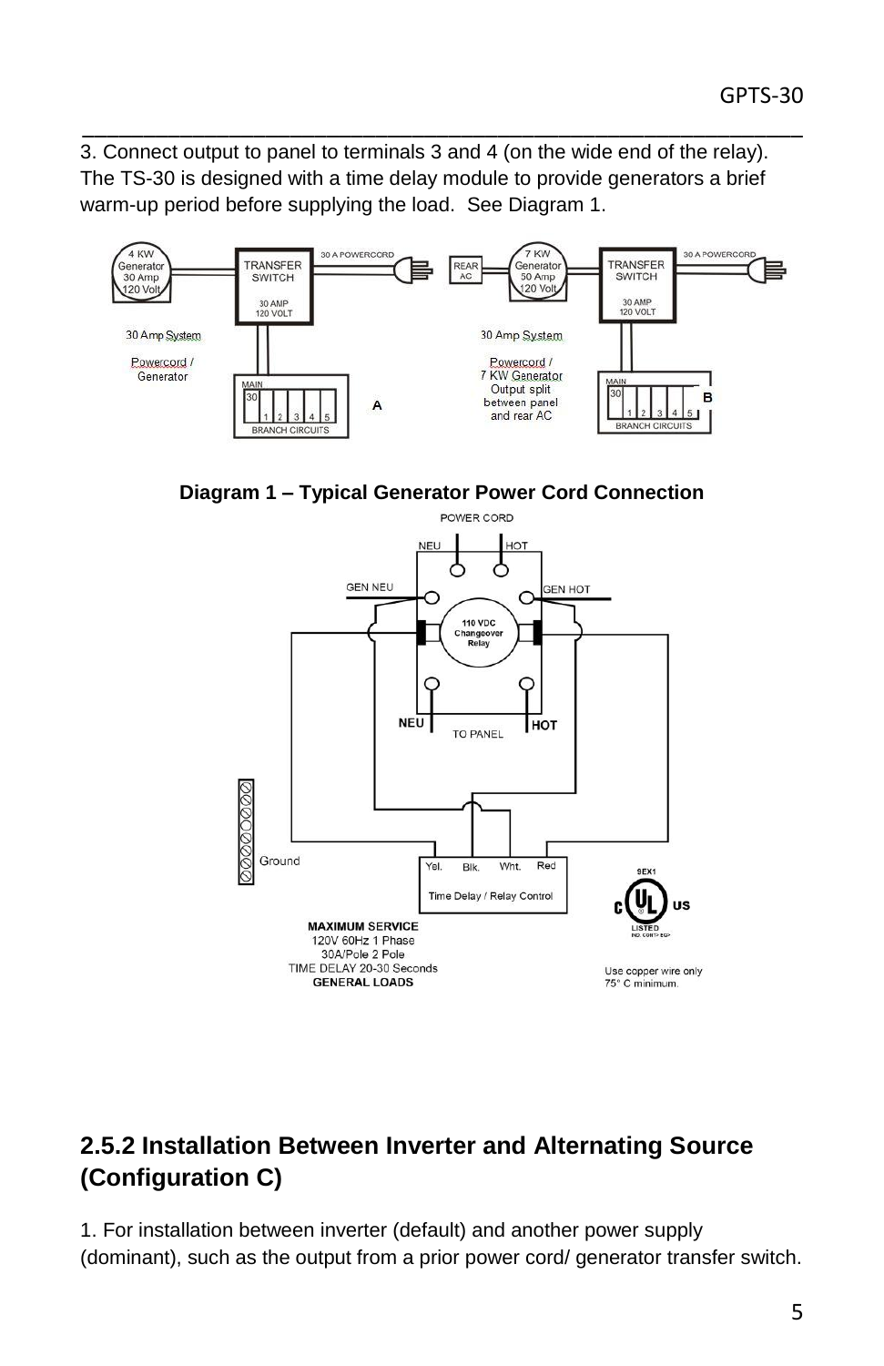3. Connect output to panel to terminals 3 and 4 (on the wide end of the relay). The TS-30 is designed with a time delay module to provide generators a brief warm-up period before supplying the load. See Diagram 1.

**Diagram 1 – Typical Generator Power Cord Connection**

## 2.5.2 Installation Between Inverter and Alternating Source (Configuration C)

1. For installation between inverter (default) and another power supply (dominant), such as the output from a prior power cord/ generator transfer switch.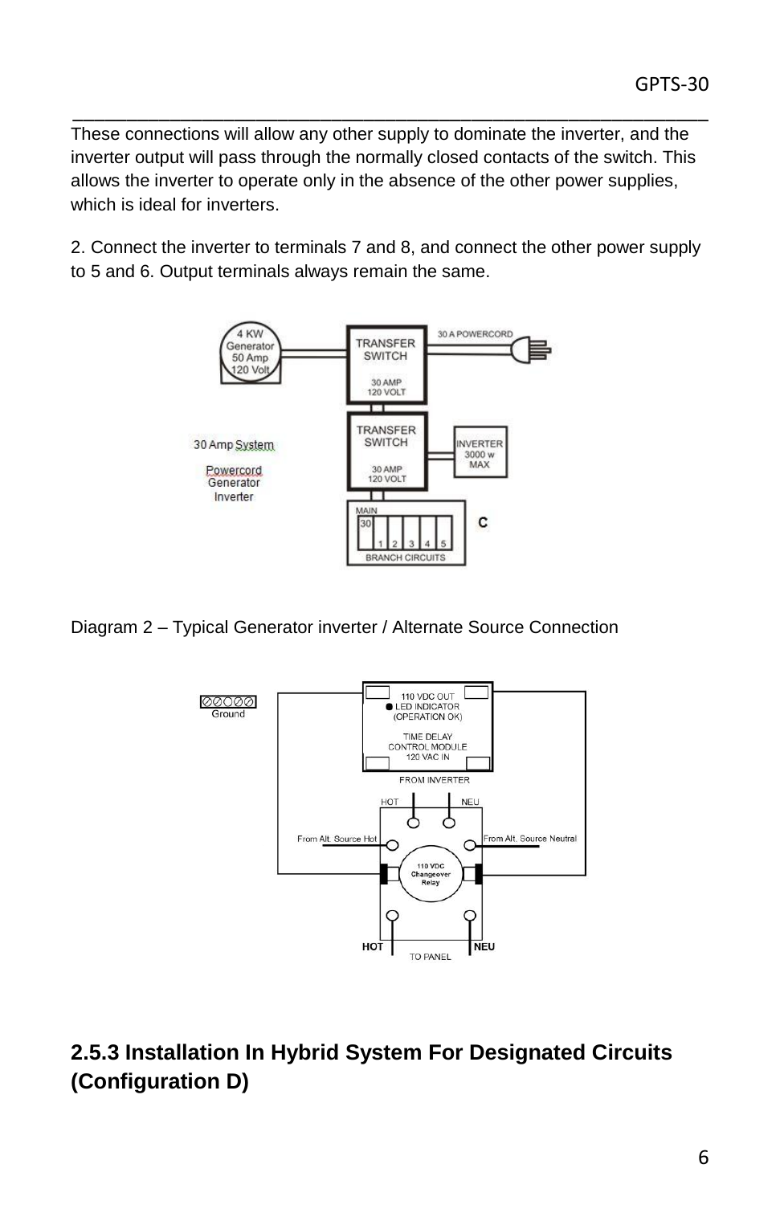These connections will allow any other supply to dominate the inverter, and the inverter output will pass through the normally closed contacts of the switch. This allows the inverter to operate only in the absence of the other power supplies, which is ideal for inverters.

2. Connect the inverter to terminals 7 and 8, and connect the other power supply to 5 and 6. Output terminals always remain the same.

Diagram 2 – Typical Generator inverter / Alternate Source Connection

### 2.5.3 Installation In Hybrid System For Designated Circuits (Configuration D)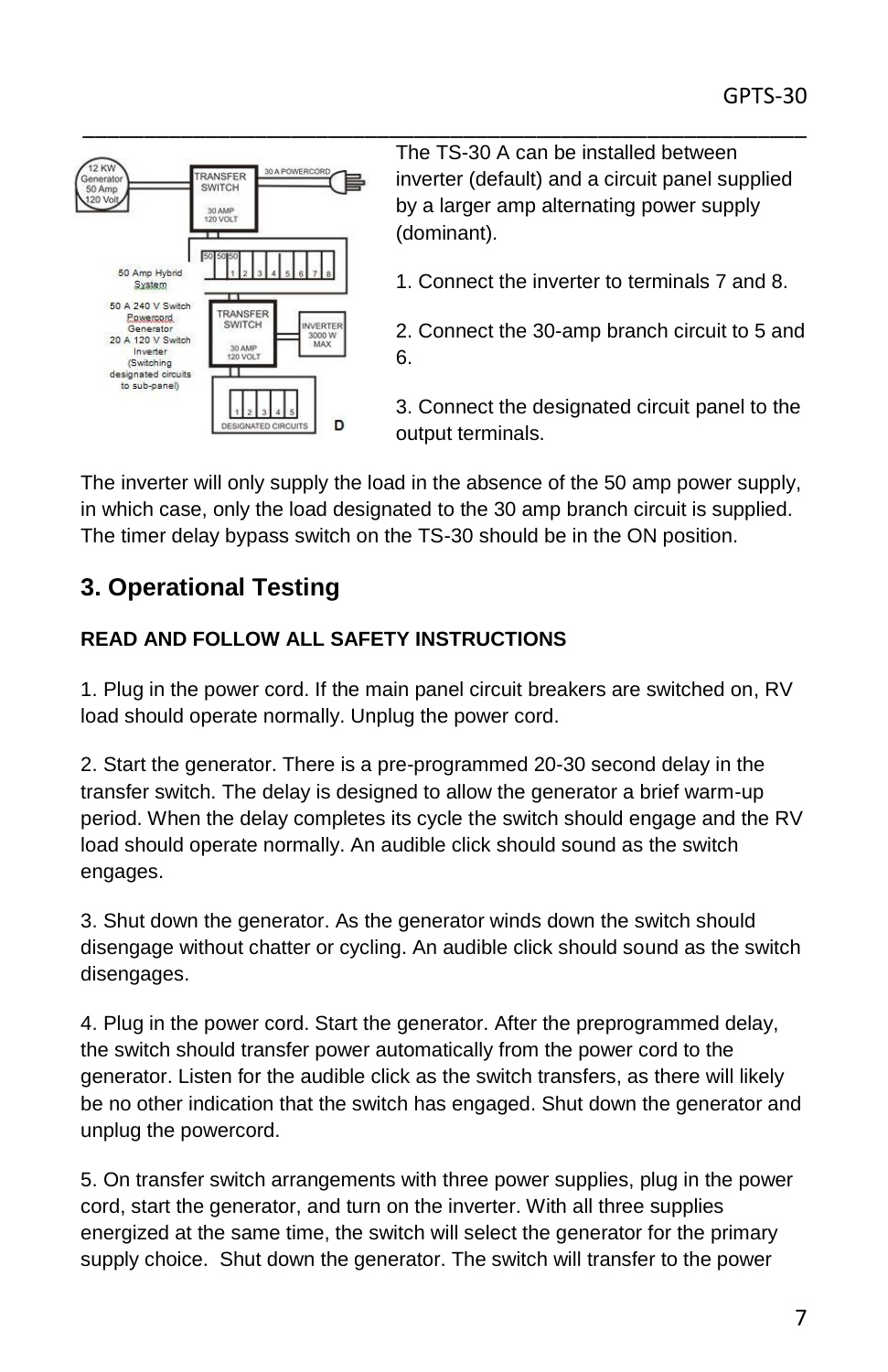The TS-30 A can be installed between inverter (default) and a circuit panel supplied by a larger amp alternating power supply (dominant).

1. Connect the inverter to terminals 7 and 8.

2. Connect the 30-amp branch circuit to 5 and 6.

3. Connect the designated circuit panel to the output terminals.

The inverter will only supply the load in the absence of the 50 amp power supply, in which case, only the load designated to the 30 amp branch circuit is supplied. The timer delay bypass switch on the TS-30 should be in the ON position.

## 3. Operational Testing

**READ AND FOLLOW ALL SAFETY INSTRUCTIONS**

1. Plug in the power cord. If the main panel circuit breakers are switched on, RV load should operate normally. Unplug the power cord.

2. Start the generator. There is a pre-programmed 20-30 second delay in the transfer switch. The delay is designed to allow the generator a brief warm-up period. When the delay completes its cycle the switch should engage and the RV load should operate normally. An audible click should sound as the switch engages.

3. Shut down the generator. As the generator winds down the switch should disengage without chatter or cycling. An audible click should sound as the switch disengages.

4. Plug in the power cord. Start the generator. After the preprogrammed delay, the switch should transfer power automatically from the power cord to the generator. Listen for the audible click as the switch transfers, as there will likely be no other indication that the switch has engaged. Shut down the generator and unplug the powercord.

5. On transfer switch arrangements with three power supplies, plug in the power cord, start the generator, and turn on the inverter. With all three supplies energized at the same time, the switch will select the generator for the primary supply choice. Shut down the generator. The switch will transfer to the power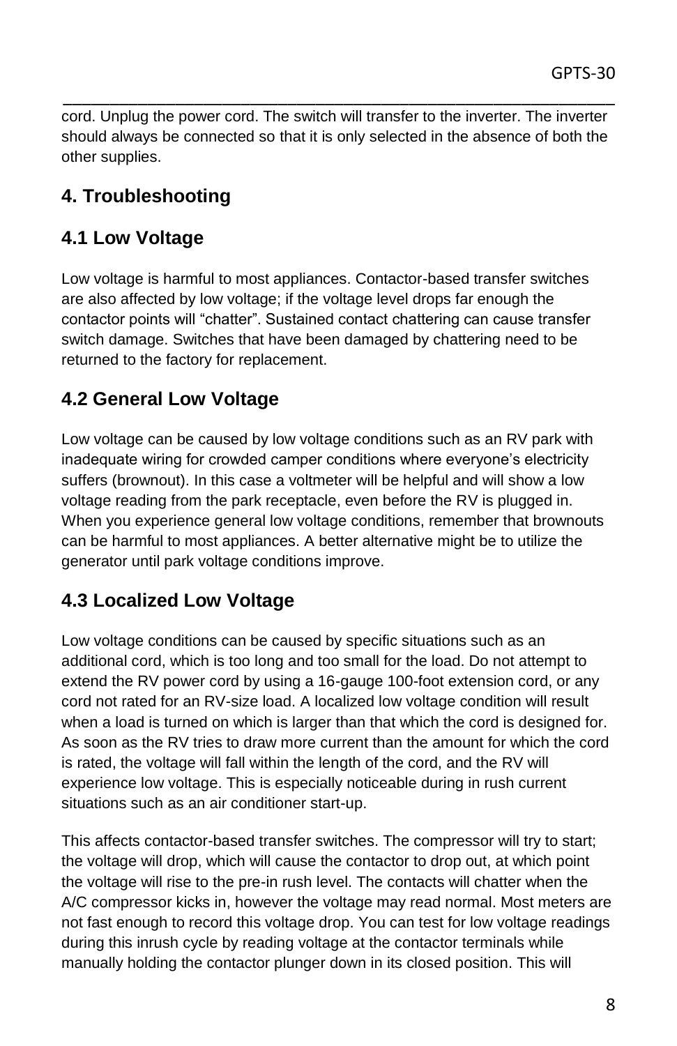cord. Unplug the power cord. The switch will transfer to the inverter. The inverter should always be connected so that it is only selected in the absence of both the other supplies.

## 4. Troubleshooting

### 4.1 Low Voltage

Low voltage is harmful to most appliances. Contactor-based transfer switches are also affected by low voltage; if the voltage level drops far enough the contactor points will "chatter". Sustained contact chattering can cause transfer switch damage. Switches that have been damaged by chattering need to be returned to the factory for replacement.

### 4.2 General Low Voltage

Low voltage can be caused by low voltage conditions such as an RV park with inadequate wiring for crowded camper conditions where everyone's electricity suffers (brownout). In this case a voltmeter will be helpful and will show a low voltage reading from the park receptacle, even before the RV is plugged in. When you experience general low voltage conditions, remember that brownouts can be harmful to most appliances. A better alternative might be to utilize the generator until park voltage conditions improve.

### 4.3 Localized Low Voltage

Low voltage conditions can be caused by specific situations such as an additional cord, which is too long and too small for the load. Do not attempt to extend the RV power cord by using a 16-gauge 100-foot extension cord, or any cord not rated for an RV-size load. A localized low voltage condition will result when a load is turned on which is larger than that which the cord is designed for. As soon as the RV tries to draw more current than the amount for which the cord is rated, the voltage will fall within the length of the cord, and the RV will experience low voltage. This is especially noticeable during in rush current situations such as an air conditioner start-up.

This affects contactor-based transfer switches. The compressor will try to start; the voltage will drop, which will cause the contactor to drop out, at which point the voltage will rise to the pre-in rush level. The contacts will chatter when the A/C compressor kicks in, however the voltage may read normal. Most meters are not fast enough to record this voltage drop. You can test for low voltage readings during this inrush cycle by reading voltage at the contactor terminals while manually holding the contactor plunger down in its closed position. This will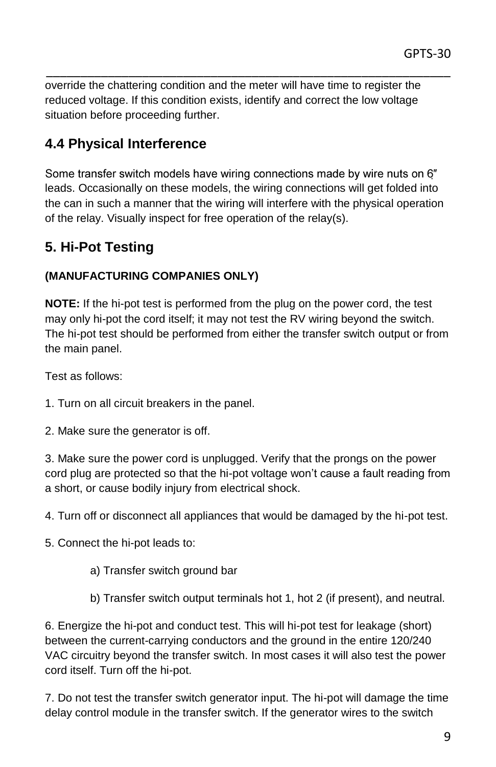override the chattering condition and the meter will have time to register the reduced voltage. If this condition exists, identify and correct the low voltage situation before proceeding further.

## 4.4 Physical Interference

Some transfer switch models have wiring connections made by wire nuts on 6″ leads. Occasionally on these models, the wiring connections will get folded into the can in such a manner that the wiring will interfere with the physical operation of the relay. Visually inspect for free operation of the relay(s).

## 5. Hi-Pot Testing

**(MANUFACTURING COMPANIES ONLY)**

**NOTE:** If the hi-pot test is performed from the plug on the power cord, the test may only hi-pot the cord itself; it may not test the RV wiring beyond the switch. The hi-pot test should be performed from either the transfer switch output or from the main panel.

Test as follows:

1. Turn on all circuit breakers in the panel.

2. Make sure the generator is off.

3. Make sure the power cord is unplugged. Verify that the prongs on the power cord plug are protected so that the hi-pot voltage won't cause a fault reading from a short, or cause bodily injury from electrical shock.

4. Turn off or disconnect all appliances that would be damaged by the hi-pot test.

5. Connect the hi-pot leads to:

    a) Transfer switch ground bar

    b) Transfer switch output terminals hot 1, hot 2 (if present), and neutral.

6. Energize the hi-pot and conduct test. This will hi-pot test for leakage (short) between the current-carrying conductors and the ground in the entire 120/240 VAC circuitry beyond the transfer switch. In most cases it will also test the power cord itself. Turn off the hi-pot.

7. Do not test the transfer switch generator input. The hi-pot will damage the time delay control module in the transfer switch. If the generator wires to the switch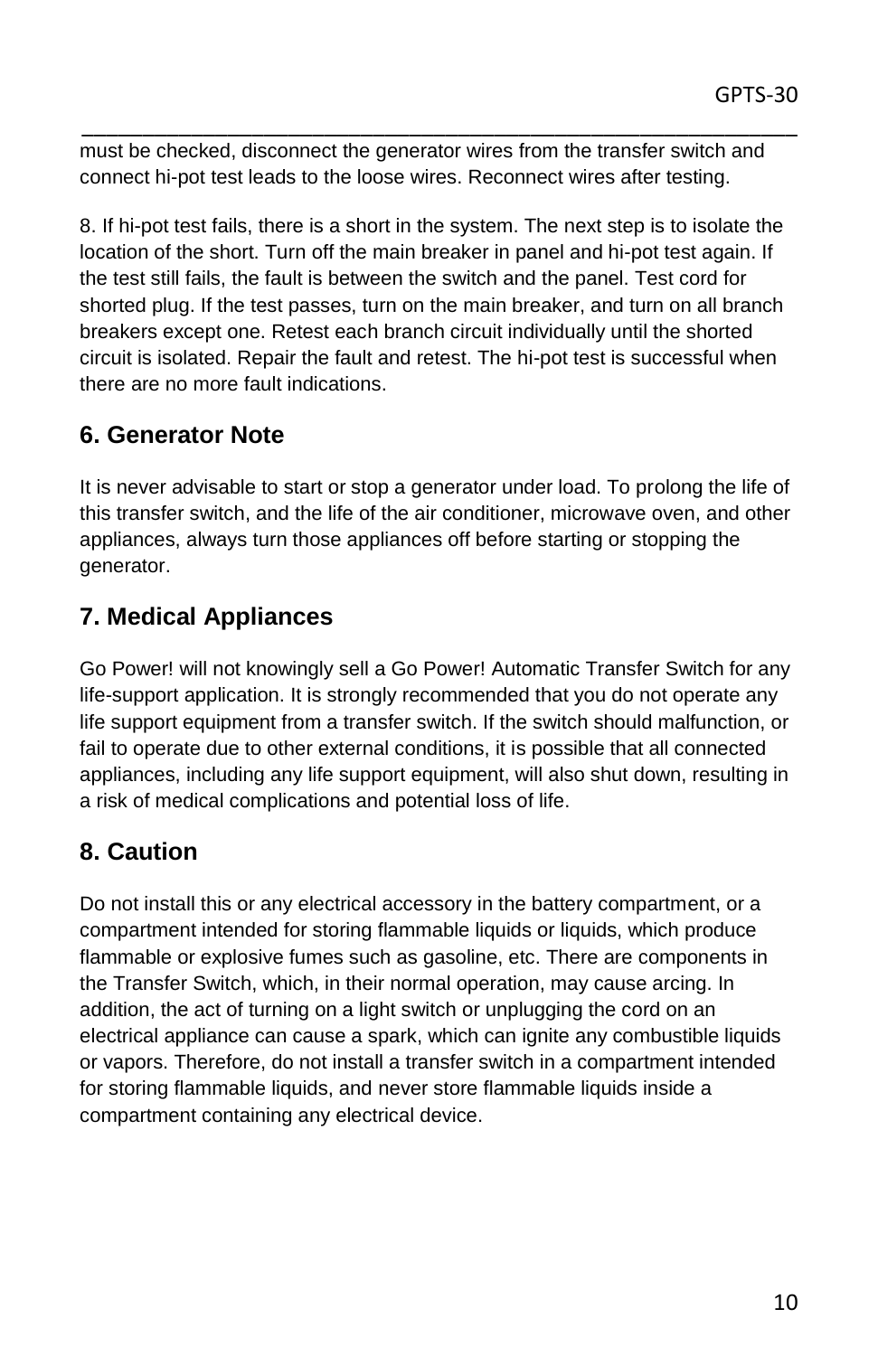must be checked, disconnect the generator wires from the transfer switch and connect hi-pot test leads to the loose wires. Reconnect wires after testing.

8. If hi-pot test fails, there is a short in the system. The next step is to isolate the location of the short. Turn off the main breaker in panel and hi-pot test again. If the test still fails, the fault is between the switch and the panel. Test cord for shorted plug. If the test passes, turn on the main breaker, and turn on all branch breakers except one. Retest each branch circuit individually until the shorted circuit is isolated. Repair the fault and retest. The hi-pot test is successful when there are no more fault indications.

## 6. Generator Note

It is never advisable to start or stop a generator under load. To prolong the life of this transfer switch, and the life of the air conditioner, microwave oven, and other appliances, always turn those appliances off before starting or stopping the generator.

## 7. Medical Appliances

Go Power! will not knowingly sell a Go Power! Automatic Transfer Switch for any life-support application. It is strongly recommended that you do not operate any life support equipment from a transfer switch. If the switch should malfunction, or fail to operate due to other external conditions, it is possible that all connected appliances, including any life support equipment, will also shut down, resulting in a risk of medical complications and potential loss of life.

## 8. Caution

Do not install this or any electrical accessory in the battery compartment, or a compartment intended for storing flammable liquids or liquids, which produce flammable or explosive fumes such as gasoline, etc. There are components in the Transfer Switch, which, in their normal operation, may cause arcing. In addition, the act of turning on a light switch or unplugging the cord on an electrical appliance can cause a spark, which can ignite any combustible liquids or vapors. Therefore, do not install a transfer switch in a compartment intended for storing flammable liquids, and never store flammable liquids inside a compartment containing any electrical device.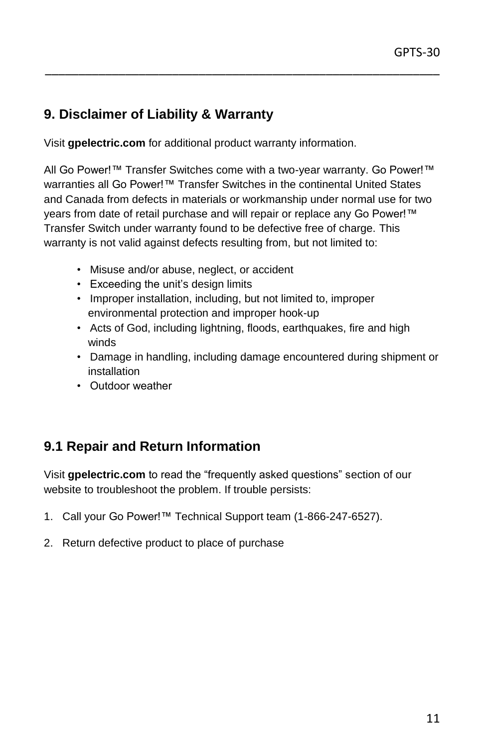## 9. Disclaimer of Liability & Warranty

Visit **gpelectric.com** for additional product warranty information.

All Go Power!™ Transfer Switches come with a two-year warranty. Go Power!™ warranties all Go Power!™ Transfer Switches in the continental United States and Canada from defects in materials or workmanship under normal use for two years from date of retail purchase and will repair or replace any Go Power!™ Transfer Switch under warranty found to be defective free of charge. This warranty is not valid against defects resulting from, but not limited to:

- Misuse and/or abuse, neglect, or accident
- Exceeding the unit's design limits
- Improper installation, including, but not limited to, improper environmental protection and improper hook-up
- Acts of God, including lightning, floods, earthquakes, fire and high winds
- Damage in handling, including damage encountered during shipment or installation
- Outdoor weather

### 9.1 Repair and Return Information

Visit **gpelectric.com** to read the "frequently asked questions" section of our website to troubleshoot the problem. If trouble persists:

1. Call your Go Power!™ Technical Support team (1-866-247-6527).
2. Return defective product to place of purchase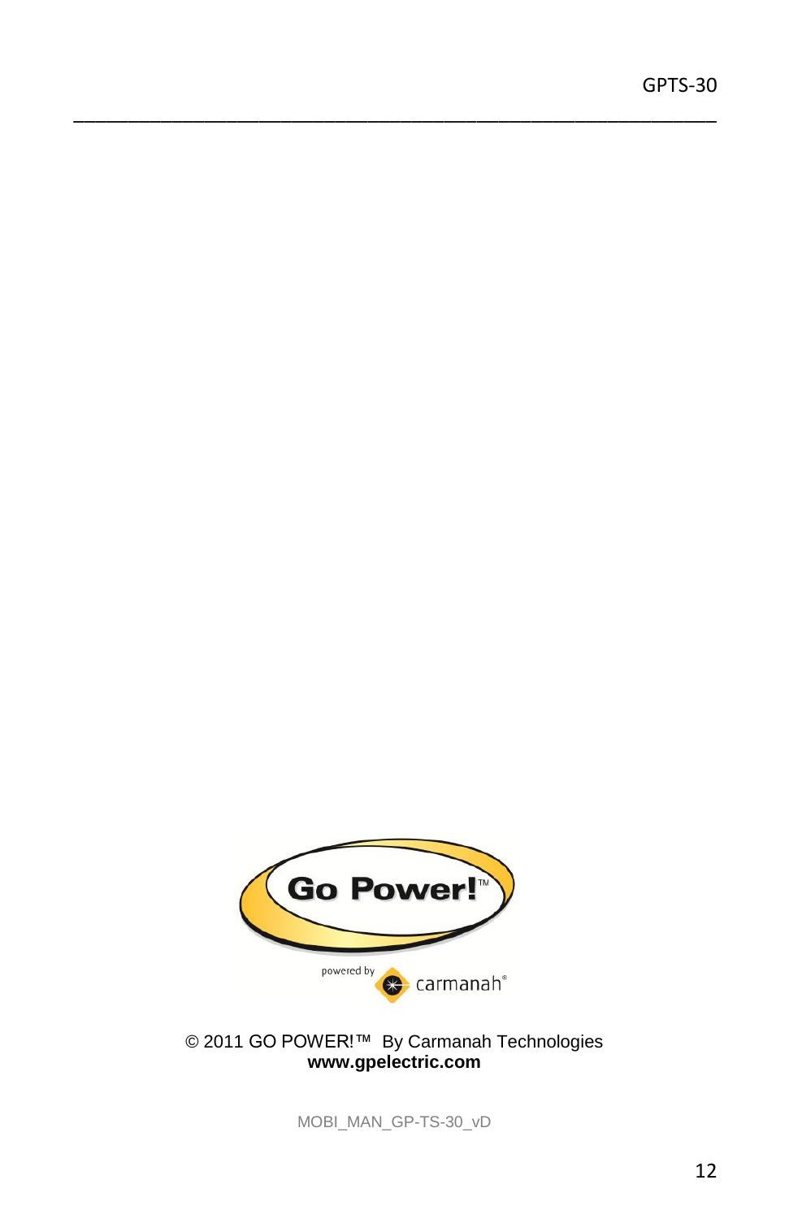Go Power!™

powered by carmanah®

© 2011 GO POWER!™ By Carmanah Technologies
**www.gpelectric.com**

MOBI_MAN_GP-TS-30_vD